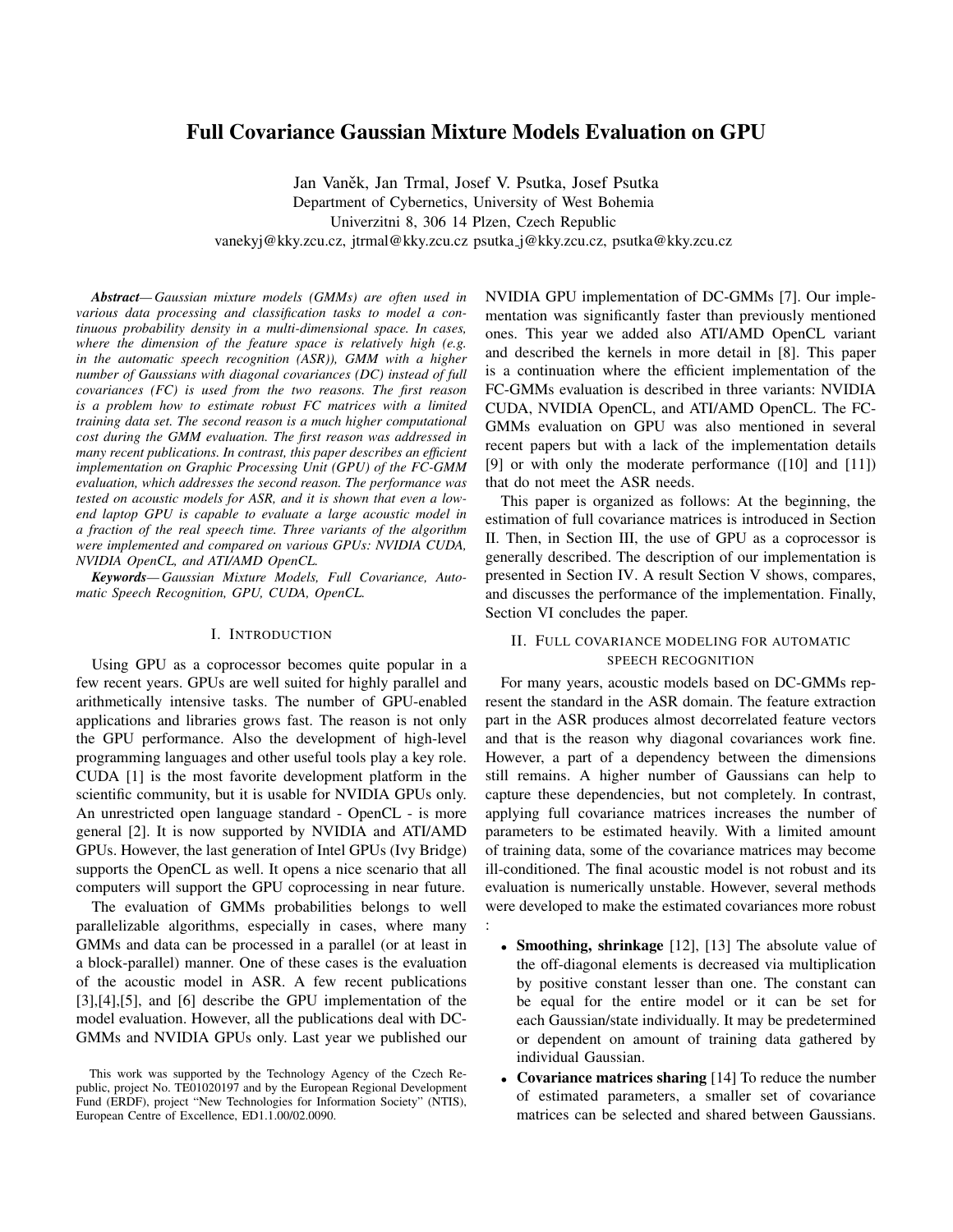# Full Covariance Gaussian Mixture Models Evaluation on GPU

Jan Vaněk, Jan Trmal, Josef V. Psutka, Josef Psutka
Department of Cybernetics, University of West Bohemia
Univerzitni 8, 306 14 Plzen, Czech Republic
vanekyj@kky.zcu.cz, jtrmal@kky.zcu.cz psutka_j@kky.zcu.cz, psutka@kky.zcu.cz

***Abstract*— *Gaussian mixture models (GMMs) are often used in various data processing and classification tasks to model a continuous probability density in a multi-dimensional space. In cases, where the dimension of the feature space is relatively high (e.g. in the automatic speech recognition (ASR)), GMM with a higher number of Gaussians with diagonal covariances (DC) instead of full covariances (FC) is used from the two reasons. The first reason is a problem how to estimate robust FC matrices with a limited training data set. The second reason is a much higher computational cost during the GMM evaluation. The first reason was addressed in many recent publications. In contrast, this paper describes an efficient implementation on Graphic Processing Unit (GPU) of the FC-GMM evaluation, which addresses the second reason. The performance was tested on acoustic models for ASR, and it is shown that even a low-end laptop GPU is capable to evaluate a large acoustic model in a fraction of the real speech time. Three variants of the algorithm were implemented and compared on various GPUs: NVIDIA CUDA, NVIDIA OpenCL, and ATI/AMD OpenCL.*

***Keywords*— *Gaussian Mixture Models, Full Covariance, Automatic Speech Recognition, GPU, CUDA, OpenCL.*

## I. Introduction

Using GPU as a coprocessor becomes quite popular in a few recent years. GPUs are well suited for highly parallel and arithmetically intensive tasks. The number of GPU-enabled applications and libraries grows fast. The reason is not only the GPU performance. Also the development of high-level programming languages and other useful tools play a key role. CUDA [1] is the most favorite development platform in the scientific community, but it is usable for NVIDIA GPUs only. An unrestricted open language standard - OpenCL - is more general [2]. It is now supported by NVIDIA and ATI/AMD GPUs. However, the last generation of Intel GPUs (Ivy Bridge) supports the OpenCL as well. It opens a nice scenario that all computers will support the GPU coprocessing in near future.

The evaluation of GMMs probabilities belongs to well parallelizable algorithms, especially in cases, where many GMMs and data can be processed in a parallel (or at least in a block-parallel) manner. One of these cases is the evaluation of the acoustic model in ASR. A few recent publications [3],[4],[5], and [6] describe the GPU implementation of the model evaluation. However, all the publications deal with DC-GMMs and NVIDIA GPUs only. Last year we published our NVIDIA GPU implementation of DC-GMMs [7]. Our implementation was significantly faster than previously mentioned ones. This year we added also ATI/AMD OpenCL variant and described the kernels in more detail in [8]. This paper is a continuation where the efficient implementation of the FC-GMMs evaluation is described in three variants: NVIDIA CUDA, NVIDIA OpenCL, and ATI/AMD OpenCL. The FC-GMMs evaluation on GPU was also mentioned in several recent papers but with a lack of the implementation details [9] or with only the moderate performance ([10] and [11]) that do not meet the ASR needs.

This paper is organized as follows: At the beginning, the estimation of full covariance matrices is introduced in Section II. Then, in Section III, the use of GPU as a coprocessor is generally described. The description of our implementation is presented in Section IV. A result Section V shows, compares, and discusses the performance of the implementation. Finally, Section VI concludes the paper.

This work was supported by the Technology Agency of the Czech Republic, project No. TE01020197 and by the European Regional Development Fund (ERDF), project "New Technologies for Information Society" (NTIS), European Centre of Excellence, ED1.1.00/02.0090.

## II. Full covariance modeling for automatic speech recognition

For many years, acoustic models based on DC-GMMs represent the standard in the ASR domain. The feature extraction part in the ASR produces almost decorrelated feature vectors and that is the reason why diagonal covariances work fine. However, a part of a dependency between the dimensions still remains. A higher number of Gaussians can help to capture these dependencies, but not completely. In contrast, applying full covariance matrices increases the number of parameters to be estimated heavily. With a limited amount of training data, some of the covariance matrices may become ill-conditioned. The final acoustic model is not robust and its evaluation is numerically unstable. However, several methods were developed to make the estimated covariances more robust :

- **Smoothing, shrinkage** [12], [13] The absolute value of the off-diagonal elements is decreased via multiplication by positive constant lesser than one. The constant can be equal for the entire model or it can be set for each Gaussian/state individually. It may be predetermined or dependent on amount of training data gathered by individual Gaussian.
- **Covariance matrices sharing** [14] To reduce the number of estimated parameters, a smaller set of covariance matrices can be selected and shared between Gaussians.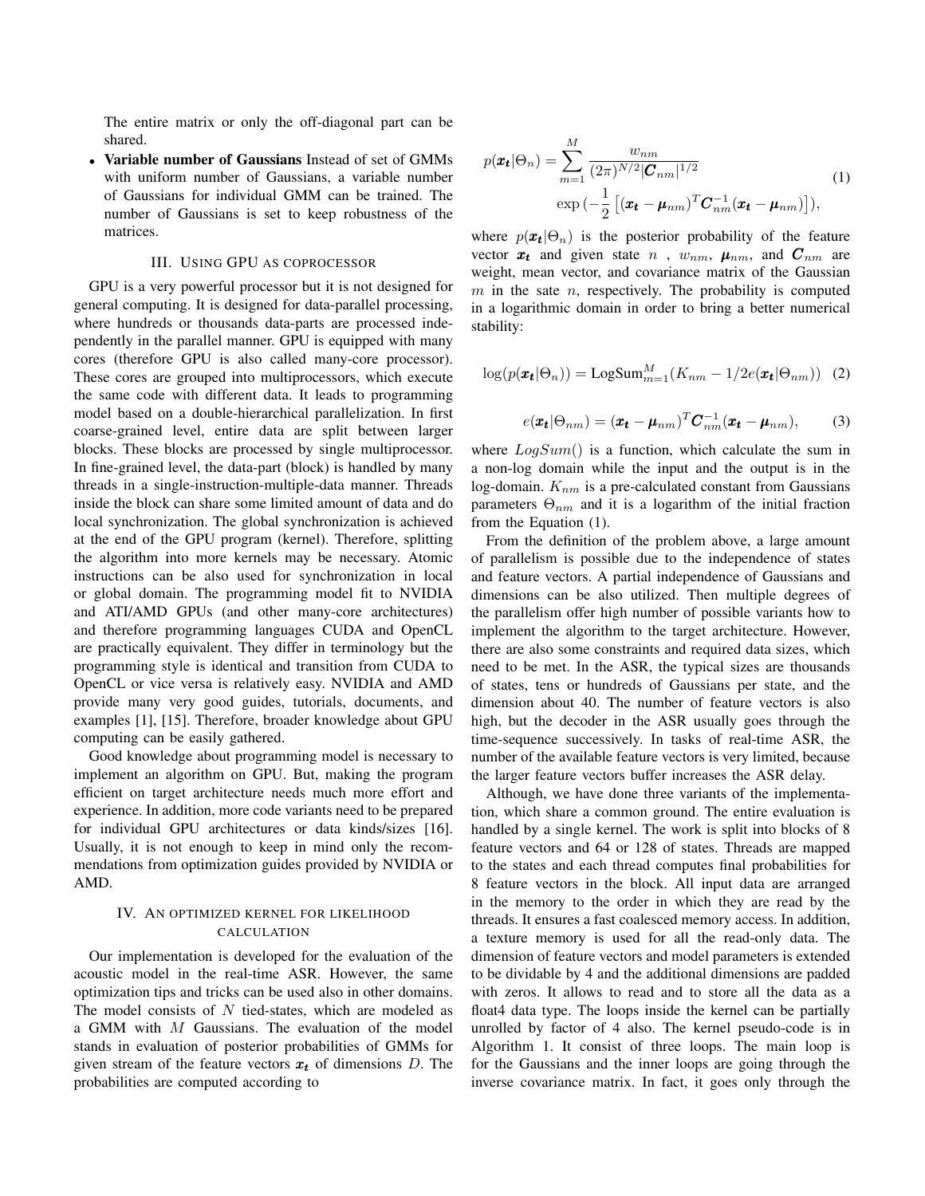The entire matrix or only the off-diagonal part can be shared.

- **Variable number of Gaussians** Instead of set of GMMs with uniform number of Gaussians, a variable number of Gaussians for individual GMM can be trained. The number of Gaussians is set to keep robustness of the matrices.

## III. Using GPU as coprocessor

GPU is a very powerful processor but it is not designed for general computing. It is designed for data-parallel processing, where hundreds or thousands data-parts are processed independently in the parallel manner. GPU is equipped with many cores (therefore GPU is also called many-core processor). These cores are grouped into multiprocessors, which execute the same code with different data. It leads to programming model based on a double-hierarchical parallelization. In first coarse-grained level, entire data are split between larger blocks. These blocks are processed by single multiprocessor. In fine-grained level, the data-part (block) is handled by many threads in a single-instruction-multiple-data manner. Threads inside the block can share some limited amount of data and do local synchronization. The global synchronization is achieved at the end of the GPU program (kernel). Therefore, splitting the algorithm into more kernels may be necessary. Atomic instructions can be also used for synchronization in local or global domain. The programming model fit to NVIDIA and ATI/AMD GPUs (and other many-core architectures) and therefore programming languages CUDA and OpenCL are practically equivalent. They differ in terminology but the programming style is identical and transition from CUDA to OpenCL or vice versa is relatively easy. NVIDIA and AMD provide many very good guides, tutorials, documents, and examples [1], [15]. Therefore, broader knowledge about GPU computing can be easily gathered.

Good knowledge about programming model is necessary to implement an algorithm on GPU. But, making the program efficient on target architecture needs much more effort and experience. In addition, more code variants need to be prepared for individual GPU architectures or data kinds/sizes [16]. Usually, it is not enough to keep in mind only the recommendations from optimization guides provided by NVIDIA or AMD.

## IV. An optimized kernel for likelihood calculation

Our implementation is developed for the evaluation of the acoustic model in the real-time ASR. However, the same optimization tips and tricks can be used also in other domains. The model consists of $N$ tied-states, which are modeled as a GMM with $M$ Gaussians. The evaluation of the model stands in evaluation of posterior probabilities of GMMs for given stream of the feature vectors $\boldsymbol{x_t}$ of dimensions $D$. The probabilities are computed according to

$$p(\boldsymbol{x_t}|\Theta_n) = \sum_{m=1}^{M} \frac{w_{nm}}{(2\pi)^{N/2}|\boldsymbol{C}_{nm}|^{1/2}} \exp\left(-\frac{1}{2}\left[(\boldsymbol{x_t}-\boldsymbol{\mu}_{nm})^T \boldsymbol{C}_{nm}^{-1}(\boldsymbol{x_t}-\boldsymbol{\mu}_{nm})\right]\right), \tag{1}$$

where $p(\boldsymbol{x_t}|\Theta_n)$ is the posterior probability of the feature vector $\boldsymbol{x_t}$ and given state $n$ , $w_{nm}$, $\boldsymbol{\mu}_{nm}$, and $\boldsymbol{C}_{nm}$ are weight, mean vector, and covariance matrix of the Gaussian $m$ in the sate $n$, respectively. The probability is computed in a logarithmic domain in order to bring a better numerical stability:

$$\log(p(\boldsymbol{x_t}|\Theta_n)) = \mathrm{LogSum}_{m=1}^{M}(K_{nm} - 1/2e(\boldsymbol{x_t}|\Theta_{nm})) \tag{2}$$

$$e(\boldsymbol{x_t}|\Theta_{nm}) = (\boldsymbol{x_t}-\boldsymbol{\mu}_{nm})^T \boldsymbol{C}_{nm}^{-1}(\boldsymbol{x_t}-\boldsymbol{\mu}_{nm}), \tag{3}$$

where $LogSum()$ is a function, which calculate the sum in a non-log domain while the input and the output is in the log-domain. $K_{nm}$ is a pre-calculated constant from Gaussians parameters $\Theta_{nm}$ and it is a logarithm of the initial fraction from the Equation (1).

From the definition of the problem above, a large amount of parallelism is possible due to the independence of states and feature vectors. A partial independence of Gaussians and dimensions can be also utilized. Then multiple degrees of the parallelism offer high number of possible variants how to implement the algorithm to the target architecture. However, there are also some constraints and required data sizes, which need to be met. In the ASR, the typical sizes are thousands of states, tens or hundreds of Gaussians per state, and the dimension about 40. The number of feature vectors is also high, but the decoder in the ASR usually goes through the time-sequence successively. In tasks of real-time ASR, the number of the available feature vectors is very limited, because the larger feature vectors buffer increases the ASR delay.

Although, we have done three variants of the implementation, which share a common ground. The entire evaluation is handled by a single kernel. The work is split into blocks of 8 feature vectors and 64 or 128 of states. Threads are mapped to the states and each thread computes final probabilities for 8 feature vectors in the block. All input data are arranged in the memory to the order in which they are read by the threads. It ensures a fast coalesced memory access. In addition, a texture memory is used for all the read-only data. The dimension of feature vectors and model parameters is extended to be dividable by 4 and the additional dimensions are padded with zeros. It allows to read and to store all the data as a float4 data type. The loops inside the kernel can be partially unrolled by factor of 4 also. The kernel pseudo-code is in Algorithm 1. It consist of three loops. The main loop is for the Gaussians and the inner loops are going through the inverse covariance matrix. In fact, it goes only through the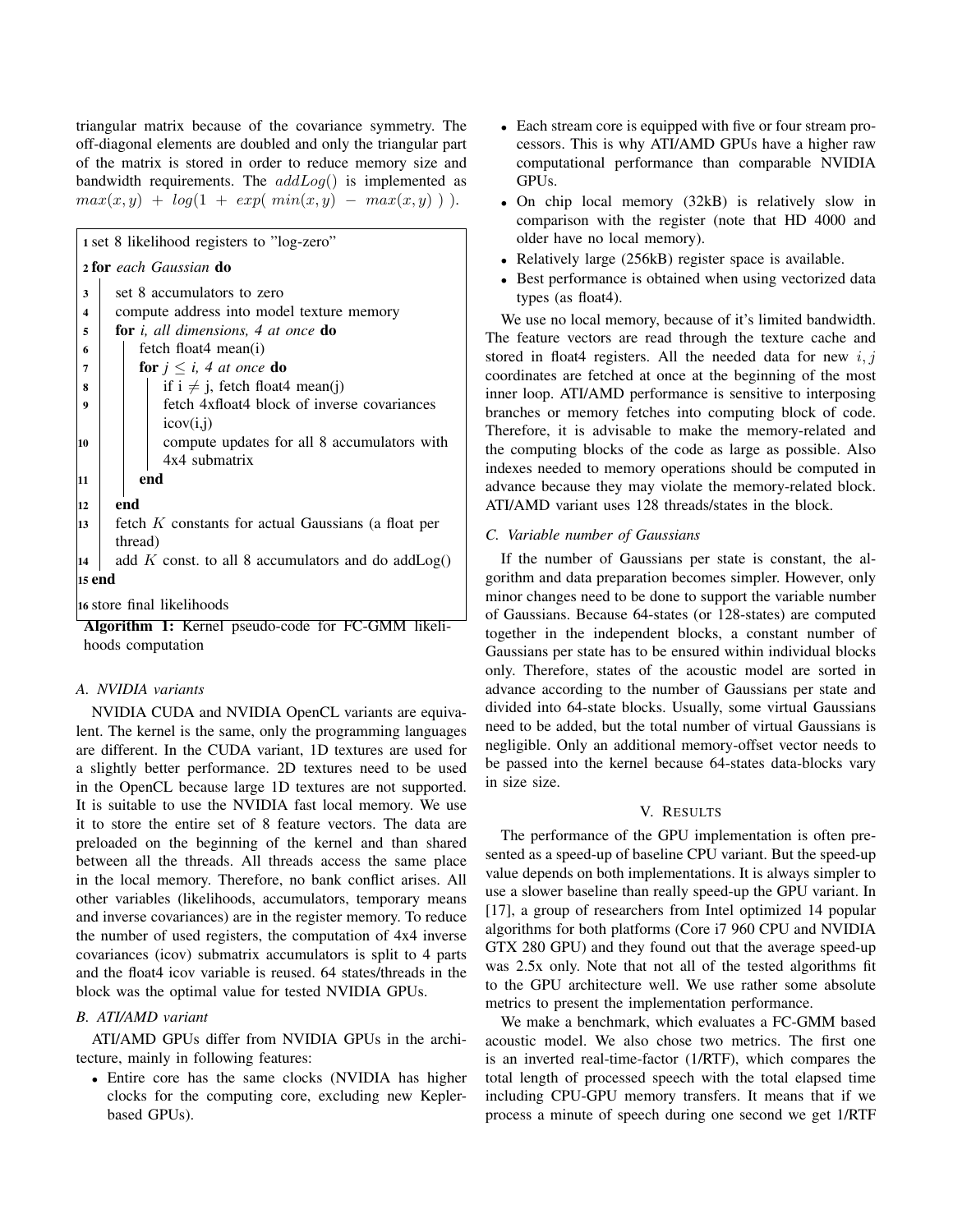triangular matrix because of the covariance symmetry. The off-diagonal elements are doubled and only the triangular part of the matrix is stored in order to reduce memory size and bandwidth requirements. The $addLog()$ is implemented as $max(x, y) + log(1 + exp(\ min(x, y) - max(x, y)\ ))$.

```
1  set 8 likelihood registers to "log-zero"
2  for each Gaussian do
3      set 8 accumulators to zero
4      compute address into model texture memory
5      for i, all dimensions, 4 at once do
6          fetch float4 mean(i)
7          for j ≤ i, 4 at once do
8              if i ≠ j, fetch float4 mean(j)
9              fetch 4xfloat4 block of inverse covariances
                   icov(i,j)
10             compute updates for all 8 accumulators with
                   4x4 submatrix
11         end
12     end
13     fetch K constants for actual Gaussians (a float per
           thread)
14     add K const. to all 8 accumulators and do addLog()
15 end
16 store final likelihoods
```

**Algorithm 1:** Kernel pseudo-code for FC-GMM likelihoods computation

### A. NVIDIA variants

NVIDIA CUDA and NVIDIA OpenCL variants are equivalent. The kernel is the same, only the programming languages are different. In the CUDA variant, 1D textures are used for a slightly better performance. 2D textures need to be used in the OpenCL because large 1D textures are not supported. It is suitable to use the NVIDIA fast local memory. We use it to store the entire set of 8 feature vectors. The data are preloaded on the beginning of the kernel and than shared between all the threads. All threads access the same place in the local memory. Therefore, no bank conflict arises. All other variables (likelihoods, accumulators, temporary means and inverse covariances) are in the register memory. To reduce the number of used registers, the computation of 4x4 inverse covariances (icov) submatrix accumulators is split to 4 parts and the float4 icov variable is reused. 64 states/threads in the block was the optimal value for tested NVIDIA GPUs.

### B. ATI/AMD variant

ATI/AMD GPUs differ from NVIDIA GPUs in the architecture, mainly in following features:

- Entire core has the same clocks (NVIDIA has higher clocks for the computing core, excluding new Kepler-based GPUs).
- Each stream core is equipped with five or four stream processors. This is why ATI/AMD GPUs have a higher raw computational performance than comparable NVIDIA GPUs.
- On chip local memory (32kB) is relatively slow in comparison with the register (note that HD 4000 and older have no local memory).
- Relatively large (256kB) register space is available.
- Best performance is obtained when using vectorized data types (as float4).

We use no local memory, because of it's limited bandwidth. The feature vectors are read through the texture cache and stored in float4 registers. All the needed data for new $i, j$ coordinates are fetched at once at the beginning of the most inner loop. ATI/AMD performance is sensitive to interposing branches or memory fetches into computing block of code. Therefore, it is advisable to make the memory-related and the computing blocks of the code as large as possible. Also indexes needed to memory operations should be computed in advance because they may violate the memory-related block. ATI/AMD variant uses 128 threads/states in the block.

### C. Variable number of Gaussians

If the number of Gaussians per state is constant, the algorithm and data preparation becomes simpler. However, only minor changes need to be done to support the variable number of Gaussians. Because 64-states (or 128-states) are computed together in the independent blocks, a constant number of Gaussians per state has to be ensured within individual blocks only. Therefore, states of the acoustic model are sorted in advance according to the number of Gaussians per state and divided into 64-state blocks. Usually, some virtual Gaussians need to be added, but the total number of virtual Gaussians is negligible. Only an additional memory-offset vector needs to be passed into the kernel because 64-states data-blocks vary in size size.

## V. Results

The performance of the GPU implementation is often presented as a speed-up of baseline CPU variant. But the speed-up value depends on both implementations. It is always simpler to use a slower baseline than really speed-up the GPU variant. In [17], a group of researchers from Intel optimized 14 popular algorithms for both platforms (Core i7 960 CPU and NVIDIA GTX 280 GPU) and they found out that the average speed-up was 2.5x only. Note that not all of the tested algorithms fit to the GPU architecture well. We use rather some absolute metrics to present the implementation performance.

We make a benchmark, which evaluates a FC-GMM based acoustic model. We also chose two metrics. The first one is an inverted real-time-factor (1/RTF), which compares the total length of processed speech with the total elapsed time including CPU-GPU memory transfers. It means that if we process a minute of speech during one second we get 1/RTF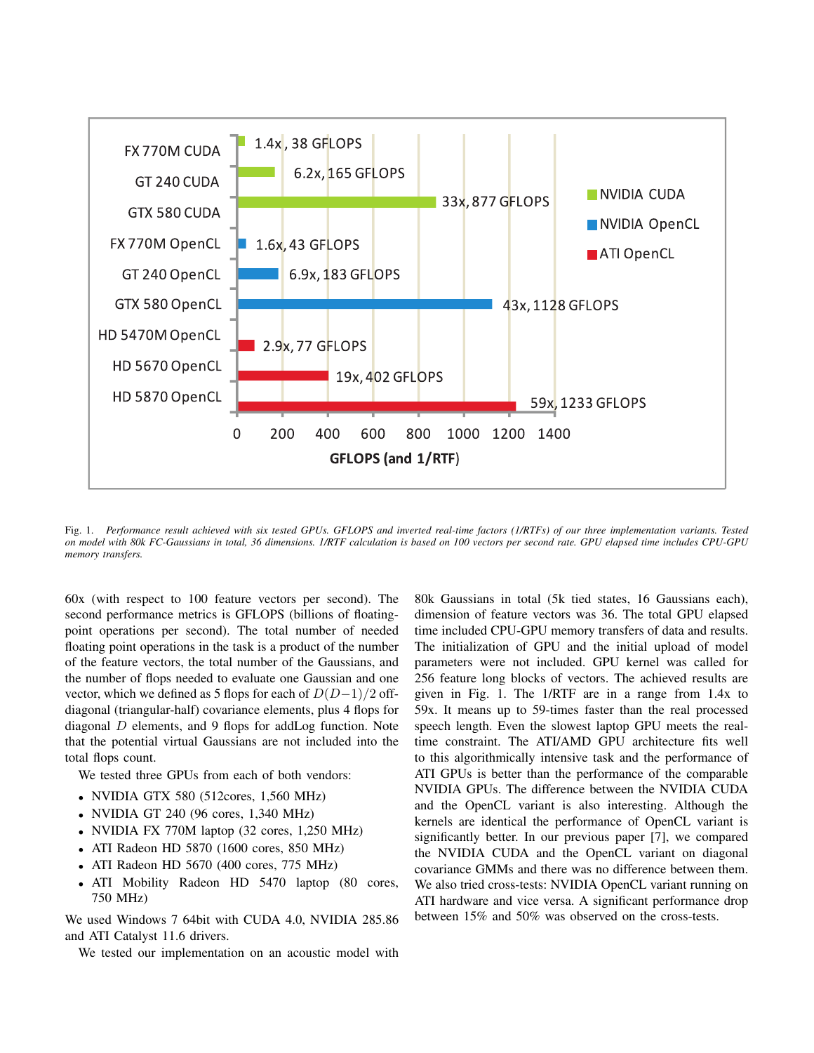Fig. 1. *Performance result achieved with six tested GPUs. GFLOPS and inverted real-time factors (1/RTFs) of our three implementation variants. Tested on model with 80k FC-Gaussians in total, 36 dimensions. 1/RTF calculation is based on 100 vectors per second rate. GPU elapsed time includes CPU-GPU memory transfers.*

60x (with respect to 100 feature vectors per second). The second performance metrics is GFLOPS (billions of floating-point operations per second). The total number of needed floating point operations in the task is a product of the number of the feature vectors, the total number of the Gaussians, and the number of flops needed to evaluate one Gaussian and one vector, which we defined as 5 flops for each of $D(D-1)/2$ off-diagonal (triangular-half) covariance elements, plus 4 flops for diagonal $D$ elements, and 9 flops for addLog function. Note that the potential virtual Gaussians are not included into the total flops count.

We tested three GPUs from each of both vendors:

- NVIDIA GTX 580 (512cores, 1,560 MHz)
- NVIDIA GT 240 (96 cores, 1,340 MHz)
- NVIDIA FX 770M laptop (32 cores, 1,250 MHz)
- ATI Radeon HD 5870 (1600 cores, 850 MHz)
- ATI Radeon HD 5670 (400 cores, 775 MHz)
- ATI Mobility Radeon HD 5470 laptop (80 cores, 750 MHz)

We used Windows 7 64bit with CUDA 4.0, NVIDIA 285.86 and ATI Catalyst 11.6 drivers.

We tested our implementation on an acoustic model with 80k Gaussians in total (5k tied states, 16 Gaussians each), dimension of feature vectors was 36. The total GPU elapsed time included CPU-GPU memory transfers of data and results. The initialization of GPU and the initial upload of model parameters were not included. GPU kernel was called for 256 feature long blocks of vectors. The achieved results are given in Fig. 1. The 1/RTF are in a range from 1.4x to 59x. It means up to 59-times faster than the real processed speech length. Even the slowest laptop GPU meets the real-time constraint. The ATI/AMD GPU architecture fits well to this algorithmically intensive task and the performance of ATI GPUs is better than the performance of the comparable NVIDIA GPUs. The difference between the NVIDIA CUDA and the OpenCL variant is also interesting. Although the kernels are identical the performance of OpenCL variant is significantly better. In our previous paper [7], we compared the NVIDIA CUDA and the OpenCL variant on diagonal covariance GMMs and there was no difference between them. We also tried cross-tests: NVIDIA OpenCL variant running on ATI hardware and vice versa. A significant performance drop between 15% and 50% was observed on the cross-tests.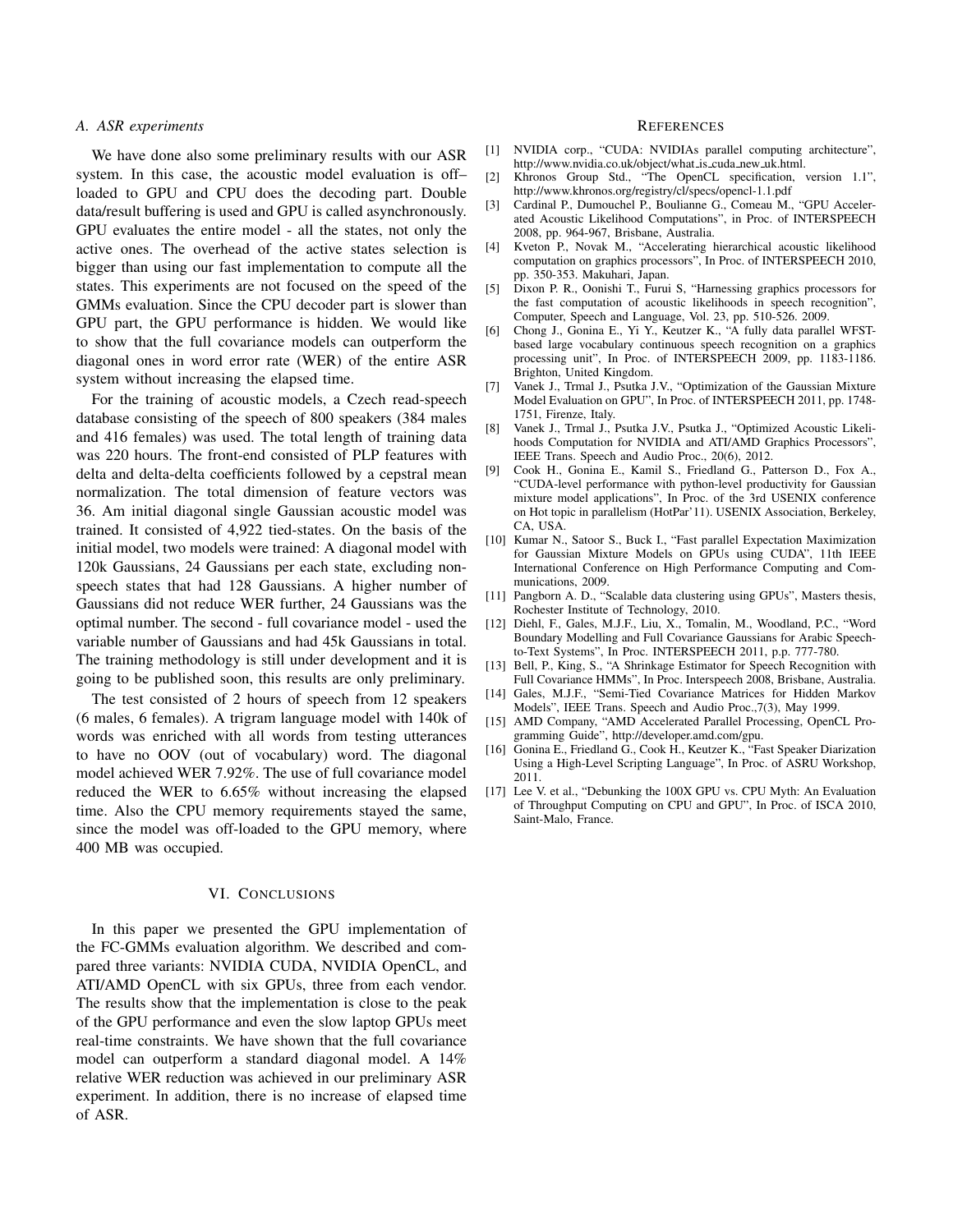### A. ASR experiments

We have done also some preliminary results with our ASR system. In this case, the acoustic model evaluation is off–loaded to GPU and CPU does the decoding part. Double data/result buffering is used and GPU is called asynchronously. GPU evaluates the entire model - all the states, not only the active ones. The overhead of the active states selection is bigger than using our fast implementation to compute all the states. This experiments are not focused on the speed of the GMMs evaluation. Since the CPU decoder part is slower than GPU part, the GPU performance is hidden. We would like to show that the full covariance models can outperform the diagonal ones in word error rate (WER) of the entire ASR system without increasing the elapsed time.

For the training of acoustic models, a Czech read-speech database consisting of the speech of 800 speakers (384 males and 416 females) was used. The total length of training data was 220 hours. The front-end consisted of PLP features with delta and delta-delta coefficients followed by a cepstral mean normalization. The total dimension of feature vectors was 36. Am initial diagonal single Gaussian acoustic model was trained. It consisted of 4,922 tied-states. On the basis of the initial model, two models were trained: A diagonal model with 120k Gaussians, 24 Gaussians per each state, excluding non-speech states that had 128 Gaussians. A higher number of Gaussians did not reduce WER further, 24 Gaussians was the optimal number. The second - full covariance model - used the variable number of Gaussians and had 45k Gaussians in total. The training methodology is still under development and it is going to be published soon, this results are only preliminary.

The test consisted of 2 hours of speech from 12 speakers (6 males, 6 females). A trigram language model with 140k of words was enriched with all words from testing utterances to have no OOV (out of vocabulary) word. The diagonal model achieved WER 7.92%. The use of full covariance model reduced the WER to 6.65% without increasing the elapsed time. Also the CPU memory requirements stayed the same, since the model was off-loaded to the GPU memory, where 400 MB was occupied.

## VI. Conclusions

In this paper we presented the GPU implementation of the FC-GMMs evaluation algorithm. We described and compared three variants: NVIDIA CUDA, NVIDIA OpenCL, and ATI/AMD OpenCL with six GPUs, three from each vendor. The results show that the implementation is close to the peak of the GPU performance and even the slow laptop GPUs meet real-time constraints. We have shown that the full covariance model can outperform a standard diagonal model. A 14% relative WER reduction was achieved in our preliminary ASR experiment. In addition, there is no increase of elapsed time of ASR.

## References

[1] NVIDIA corp., "CUDA: NVIDIAs parallel computing architecture", http://www.nvidia.co.uk/object/what_is_cuda_new_uk.html.

[2] Khronos Group Std., "The OpenCL specification, version 1.1", http://www.khronos.org/registry/cl/specs/opencl-1.1.pdf

[3] Cardinal P., Dumouchel P., Boulianne G., Comeau M., "GPU Accelerated Acoustic Likelihood Computations", in Proc. of INTERSPEECH 2008, pp. 964-967, Brisbane, Australia.

[4] Kveton P., Novak M., "Accelerating hierarchical acoustic likelihood computation on graphics processors", In Proc. of INTERSPEECH 2010, pp. 350-353. Makuhari, Japan.

[5] Dixon P. R., Oonishi T., Furui S, "Harnessing graphics processors for the fast computation of acoustic likelihoods in speech recognition", Computer, Speech and Language, Vol. 23, pp. 510-526. 2009.

[6] Chong J., Gonina E., Yi Y., Keutzer K., "A fully data parallel WFST-based large vocabulary continuous speech recognition on a graphics processing unit", In Proc. of INTERSPEECH 2009, pp. 1183-1186. Brighton, United Kingdom.

[7] Vanek J., Trmal J., Psutka J.V., "Optimization of the Gaussian Mixture Model Evaluation on GPU", In Proc. of INTERSPEECH 2011, pp. 1748-1751, Firenze, Italy.

[8] Vanek J., Trmal J., Psutka J.V., Psutka J., "Optimized Acoustic Likelihoods Computation for NVIDIA and ATI/AMD Graphics Processors", IEEE Trans. Speech and Audio Proc., 20(6), 2012.

[9] Cook H., Gonina E., Kamil S., Friedland G., Patterson D., Fox A., "CUDA-level performance with python-level productivity for Gaussian mixture model applications", In Proc. of the 3rd USENIX conference on Hot topic in parallelism (HotPar'11). USENIX Association, Berkeley, CA, USA.

[10] Kumar N., Satoor S., Buck I., "Fast parallel Expectation Maximization for Gaussian Mixture Models on GPUs using CUDA", 11th IEEE International Conference on High Performance Computing and Communications, 2009.

[11] Pangborn A. D., "Scalable data clustering using GPUs", Masters thesis, Rochester Institute of Technology, 2010.

[12] Diehl, F., Gales, M.J.F., Liu, X., Tomalin, M., Woodland, P.C., "Word Boundary Modelling and Full Covariance Gaussians for Arabic Speech-to-Text Systems", In Proc. INTERSPEECH 2011, p.p. 777-780.

[13] Bell, P., King, S., "A Shrinkage Estimator for Speech Recognition with Full Covariance HMMs", In Proc. Interspeech 2008, Brisbane, Australia.

[14] Gales, M.J.F., "Semi-Tied Covariance Matrices for Hidden Markov Models", IEEE Trans. Speech and Audio Proc.,7(3), May 1999.

[15] AMD Company, "AMD Accelerated Parallel Processing, OpenCL Programming Guide", http://developer.amd.com/gpu.

[16] Gonina E., Friedland G., Cook H., Keutzer K., "Fast Speaker Diarization Using a High-Level Scripting Language", In Proc. of ASRU Workshop, 2011.

[17] Lee V. et al., "Debunking the 100X GPU vs. CPU Myth: An Evaluation of Throughput Computing on CPU and GPU", In Proc. of ISCA 2010, Saint-Malo, France.